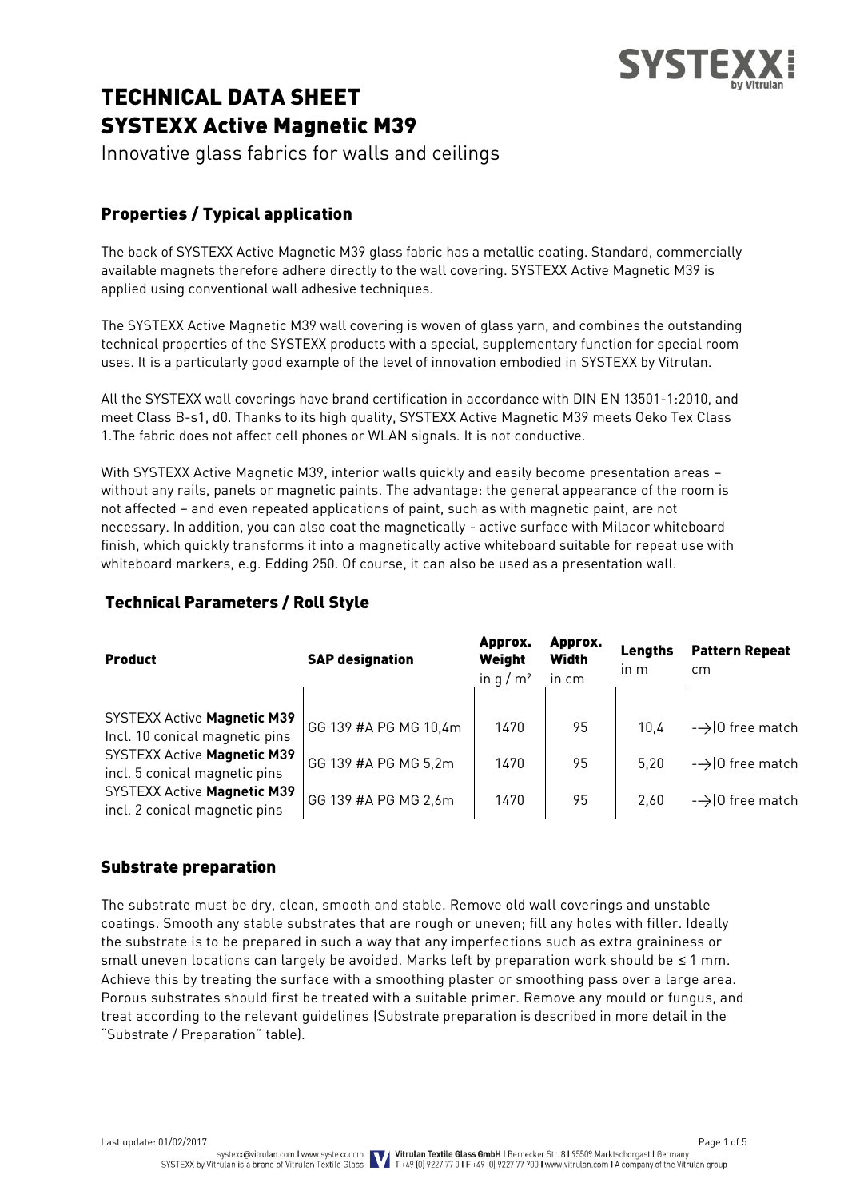# TECHNICAL DATA SHEET
# SYSTEXX Active Magnetic M39

Innovative glass fabrics for walls and ceilings

## Properties / Typical application

The back of SYSTEXX Active Magnetic M39 glass fabric has a metallic coating. Standard, commercially available magnets therefore adhere directly to the wall covering. SYSTEXX Active Magnetic M39 is applied using conventional wall adhesive techniques.

The SYSTEXX Active Magnetic M39 wall covering is woven of glass yarn, and combines the outstanding technical properties of the SYSTEXX products with a special, supplementary function for special room uses. It is a particularly good example of the level of innovation embodied in SYSTEXX by Vitrulan.

All the SYSTEXX wall coverings have brand certification in accordance with DIN EN 13501-1:2010, and meet Class B-s1, d0. Thanks to its high quality, SYSTEXX Active Magnetic M39 meets Oeko Tex Class 1.The fabric does not affect cell phones or WLAN signals. It is not conductive.

With SYSTEXX Active Magnetic M39, interior walls quickly and easily become presentation areas – without any rails, panels or magnetic paints. The advantage: the general appearance of the room is not affected – and even repeated applications of paint, such as with magnetic paint, are not necessary. In addition, you can also coat the magnetically - active surface with Milacor whiteboard finish, which quickly transforms it into a magnetically active whiteboard suitable for repeat use with whiteboard markers, e.g. Edding 250. Of course, it can also be used as a presentation wall.

## Technical Parameters / Roll Style

| Product | SAP designation | Approx. Weight in g / m² | Approx. Width in cm | Lengths in m | Pattern Repeat cm |
|---|---|---|---|---|---|
| SYSTEXX Active **Magnetic M39** Incl. 10 conical magnetic pins | GG 139 #A PG MG 10,4m | 1470 | 95 | 10,4 | -->|0 free match |
| SYSTEXX Active **Magnetic M39** incl. 5 conical magnetic pins | GG 139 #A PG MG 5,2m | 1470 | 95 | 5,20 | -->|0 free match |
| SYSTEXX Active **Magnetic M39** incl. 2 conical magnetic pins | GG 139 #A PG MG 2,6m | 1470 | 95 | 2,60 | -->|0 free match |

## Substrate preparation

The substrate must be dry, clean, smooth and stable. Remove old wall coverings and unstable coatings. Smooth any stable substrates that are rough or uneven; fill any holes with filler. Ideally the substrate is to be prepared in such a way that any imperfections such as extra graininess or small uneven locations can largely be avoided. Marks left by preparation work should be ≤ 1 mm. Achieve this by treating the surface with a smoothing plaster or smoothing pass over a large area. Porous substrates should first be treated with a suitable primer. Remove any mould or fungus, and treat according to the relevant guidelines (Substrate preparation is described in more detail in the "Substrate / Preparation" table).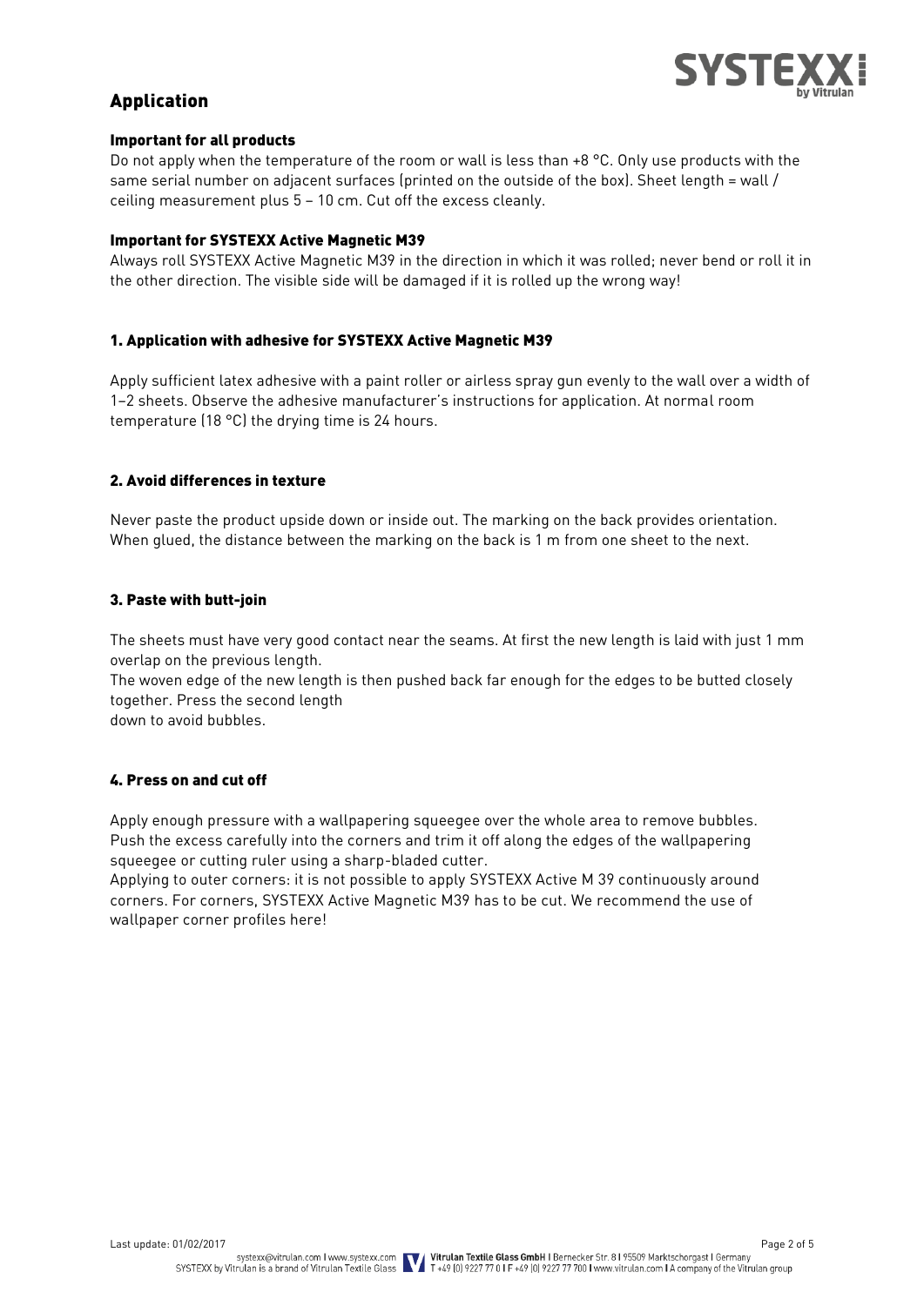## Application

### Important for all products

Do not apply when the temperature of the room or wall is less than +8 °C. Only use products with the same serial number on adjacent surfaces (printed on the outside of the box). Sheet length = wall / ceiling measurement plus 5 – 10 cm. Cut off the excess cleanly.

### Important for SYSTEXX Active Magnetic M39

Always roll SYSTEXX Active Magnetic M39 in the direction in which it was rolled; never bend or roll it in the other direction. The visible side will be damaged if it is rolled up the wrong way!

### 1. Application with adhesive for SYSTEXX Active Magnetic M39

Apply sufficient latex adhesive with a paint roller or airless spray gun evenly to the wall over a width of 1–2 sheets. Observe the adhesive manufacturer's instructions for application. At normal room temperature (18 °C) the drying time is 24 hours.

### 2. Avoid differences in texture

Never paste the product upside down or inside out. The marking on the back provides orientation. When glued, the distance between the marking on the back is 1 m from one sheet to the next.

### 3. Paste with butt-join

The sheets must have very good contact near the seams. At first the new length is laid with just 1 mm overlap on the previous length.
The woven edge of the new length is then pushed back far enough for the edges to be butted closely together. Press the second length
down to avoid bubbles.

### 4. Press on and cut off

Apply enough pressure with a wallpapering squeegee over the whole area to remove bubbles. Push the excess carefully into the corners and trim it off along the edges of the wallpapering squeegee or cutting ruler using a sharp-bladed cutter.
Applying to outer corners: it is not possible to apply SYSTEXX Active M 39 continuously around corners. For corners, SYSTEXX Active Magnetic M39 has to be cut. We recommend the use of wallpaper corner profiles here!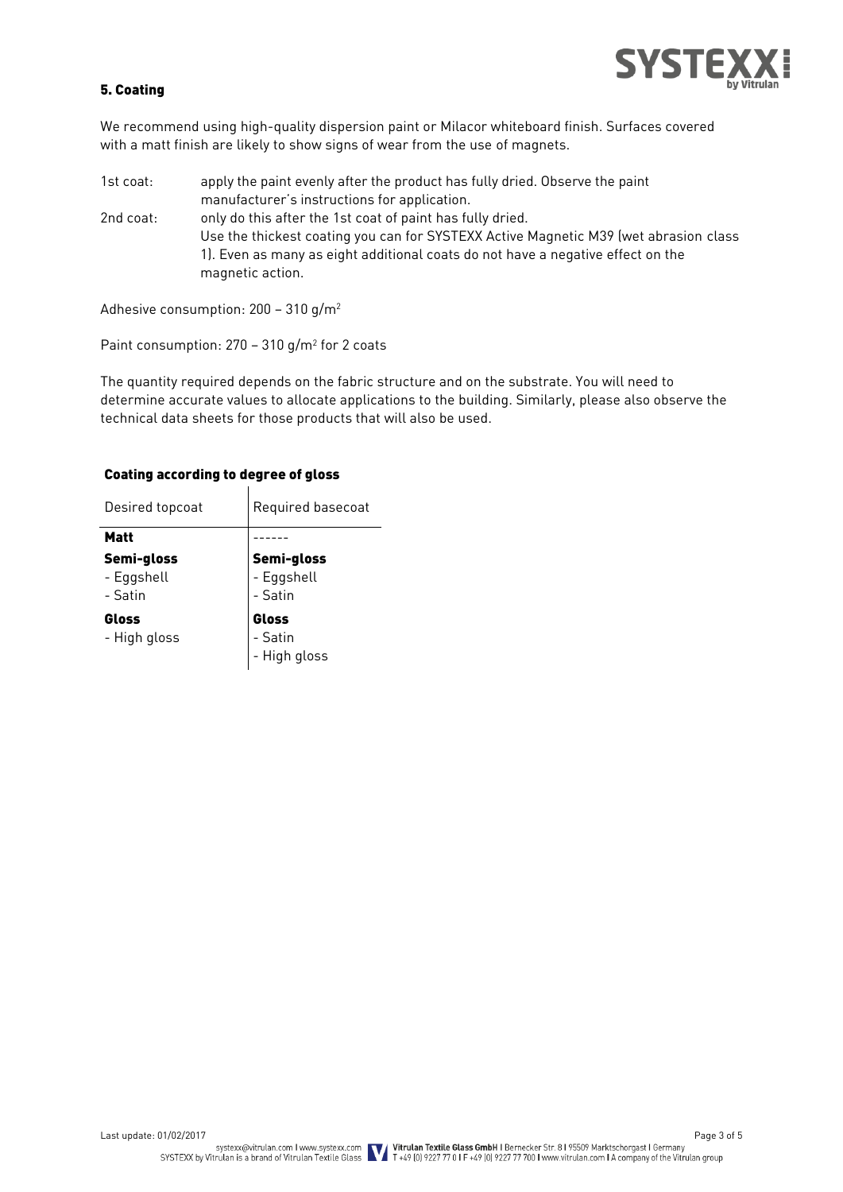## 5. Coating

We recommend using high-quality dispersion paint or Milacor whiteboard finish. Surfaces covered with a matt finish are likely to show signs of wear from the use of magnets.

1st coat: apply the paint evenly after the product has fully dried. Observe the paint manufacturer's instructions for application.

2nd coat: only do this after the 1st coat of paint has fully dried. Use the thickest coating you can for SYSTEXX Active Magnetic M39 (wet abrasion class 1). Even as many as eight additional coats do not have a negative effect on the magnetic action.

Adhesive consumption: 200 – 310 g/m$^2$

Paint consumption: 270 – 310 g/m$^2$ for 2 coats

The quantity required depends on the fabric structure and on the substrate. You will need to determine accurate values to allocate applications to the building. Similarly, please also observe the technical data sheets for those products that will also be used.

### Coating according to degree of gloss

| Desired topcoat | Required basecoat |
|---|---|
| **Matt** | ------ |
| **Semi-gloss**<br>- Eggshell<br>- Satin | **Semi-gloss**<br>- Eggshell<br>- Satin |
| **Gloss**<br>- High gloss | **Gloss**<br>- Satin<br>- High gloss |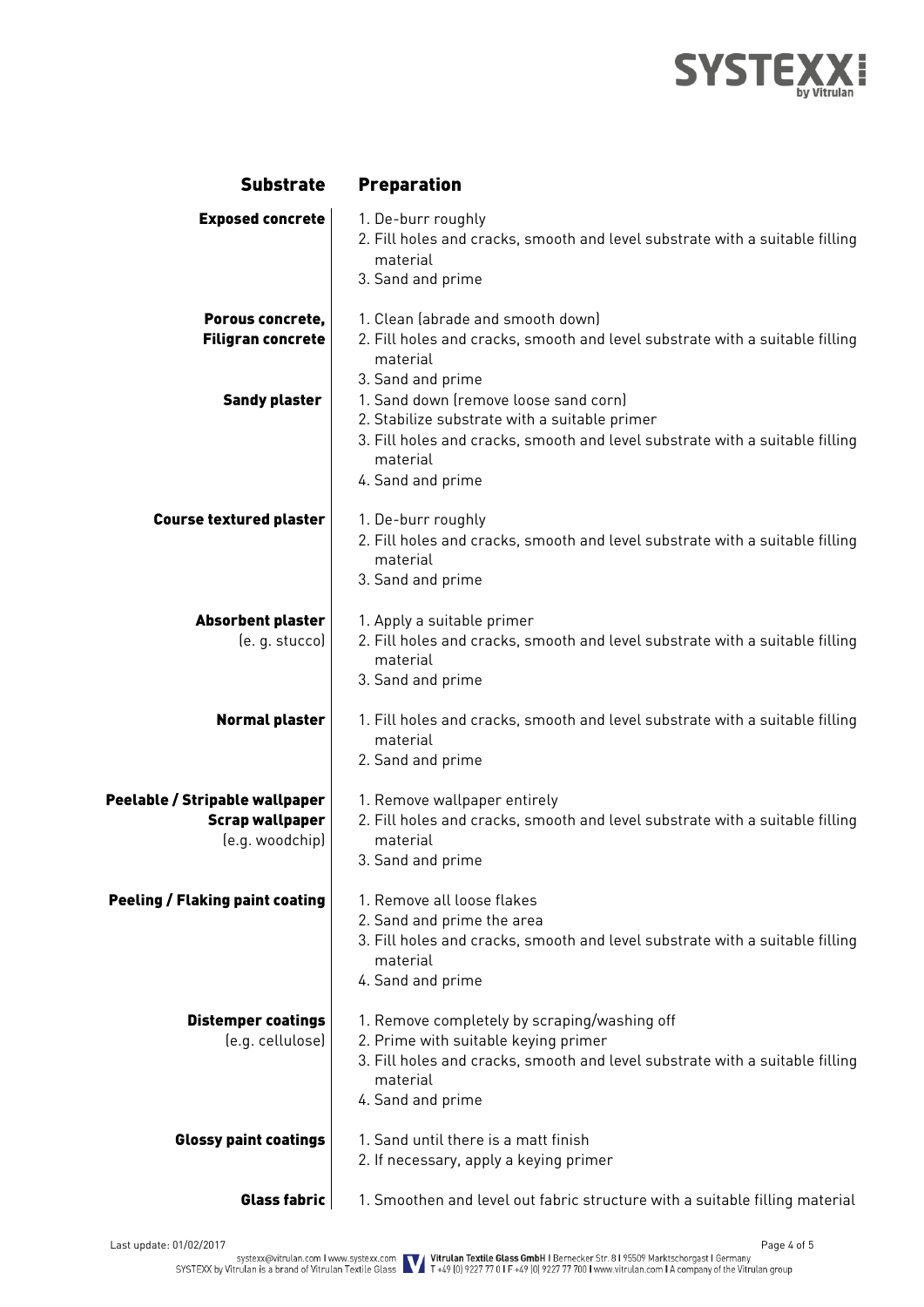| Substrate | Preparation |
|---|---|
| **Exposed concrete** | 1. De-burr roughly<br>2. Fill holes and cracks, smooth and level substrate with a suitable filling material<br>3. Sand and prime |
| **Porous concrete, Filigran concrete** | 1. Clean (abrade and smooth down)<br>2. Fill holes and cracks, smooth and level substrate with a suitable filling material<br>3. Sand and prime |
| **Sandy plaster** | 1. Sand down (remove loose sand corn)<br>2. Stabilize substrate with a suitable primer<br>3. Fill holes and cracks, smooth and level substrate with a suitable filling material<br>4. Sand and prime |
| **Course textured plaster** | 1. De-burr roughly<br>2. Fill holes and cracks, smooth and level substrate with a suitable filling material<br>3. Sand and prime |
| **Absorbent plaster** (e. g. stucco) | 1. Apply a suitable primer<br>2. Fill holes and cracks, smooth and level substrate with a suitable filling material<br>3. Sand and prime |
| **Normal plaster** | 1. Fill holes and cracks, smooth and level substrate with a suitable filling material<br>2. Sand and prime |
| **Peelable / Stripable wallpaper Scrap wallpaper** (e.g. woodchip) | 1. Remove wallpaper entirely<br>2. Fill holes and cracks, smooth and level substrate with a suitable filling material<br>3. Sand and prime |
| **Peeling / Flaking paint coating** | 1. Remove all loose flakes<br>2. Sand and prime the area<br>3. Fill holes and cracks, smooth and level substrate with a suitable filling material<br>4. Sand and prime |
| **Distemper coatings** (e.g. cellulose) | 1. Remove completely by scraping/washing off<br>2. Prime with suitable keying primer<br>3. Fill holes and cracks, smooth and level substrate with a suitable filling material<br>4. Sand and prime |
| **Glossy paint coatings** | 1. Sand until there is a matt finish<br>2. If necessary, apply a keying primer |
| **Glass fabric** | 1. Smoothen and level out fabric structure with a suitable filling material |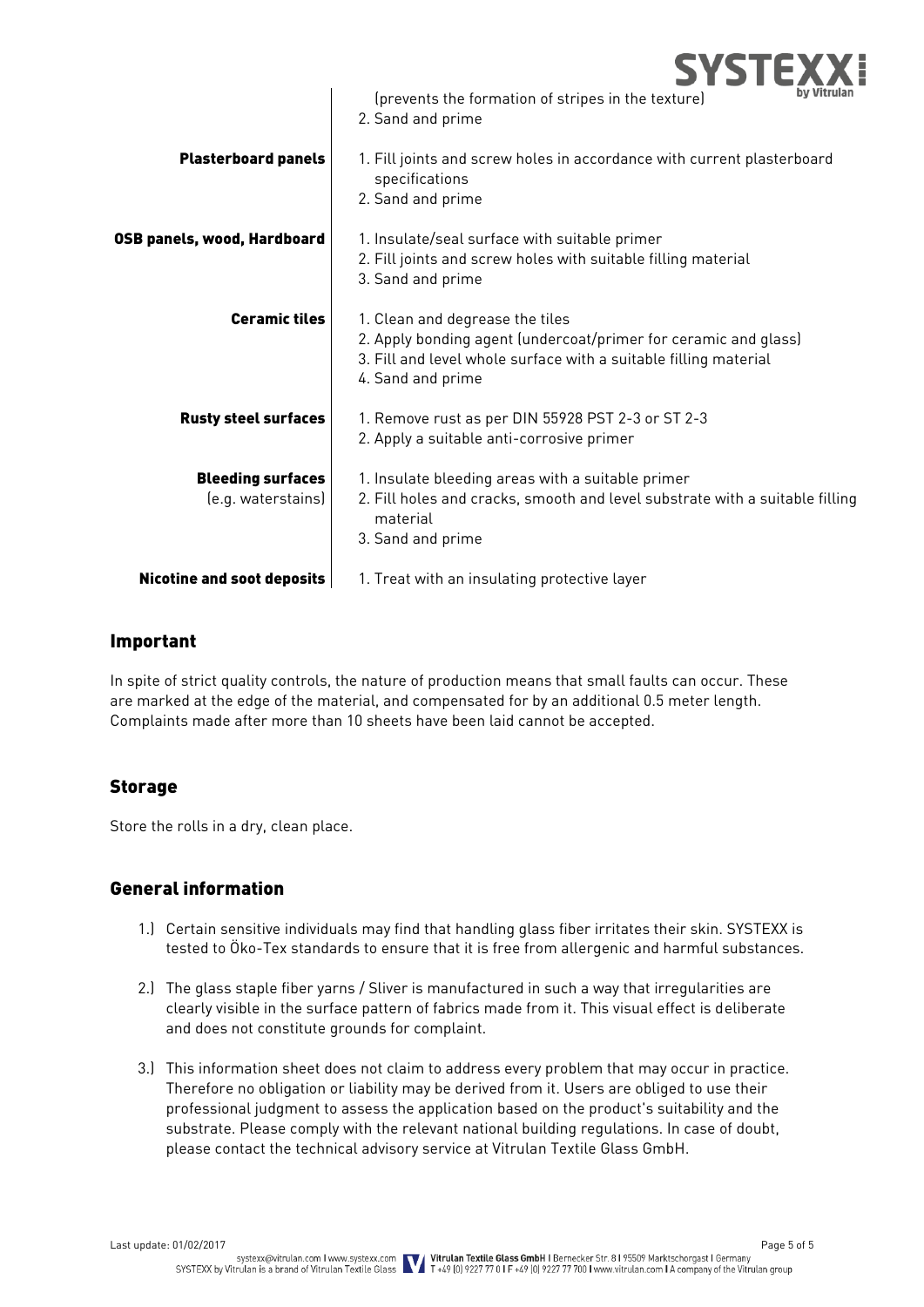(prevents the formation of stripes in the texture)
2. Sand and prime

| | |
|---|---|
| **Plasterboard panels** | 1. Fill joints and screw holes in accordance with current plasterboard specifications<br>2. Sand and prime |
| **OSB panels, wood, Hardboard** | 1. Insulate/seal surface with suitable primer<br>2. Fill joints and screw holes with suitable filling material<br>3. Sand and prime |
| **Ceramic tiles** | 1. Clean and degrease the tiles<br>2. Apply bonding agent (undercoat/primer for ceramic and glass)<br>3. Fill and level whole surface with a suitable filling material<br>4. Sand and prime |
| **Rusty steel surfaces** | 1. Remove rust as per DIN 55928 PST 2-3 or ST 2-3<br>2. Apply a suitable anti-corrosive primer |
| **Bleeding surfaces** (e.g. waterstains) | 1. Insulate bleeding areas with a suitable primer<br>2. Fill holes and cracks, smooth and level substrate with a suitable filling material<br>3. Sand and prime |
| **Nicotine and soot deposits** | 1. Treat with an insulating protective layer |

## Important

In spite of strict quality controls, the nature of production means that small faults can occur. These are marked at the edge of the material, and compensated for by an additional 0.5 meter length. Complaints made after more than 10 sheets have been laid cannot be accepted.

## Storage

Store the rolls in a dry, clean place.

## General information

1.) Certain sensitive individuals may find that handling glass fiber irritates their skin. SYSTEXX is tested to Öko-Tex standards to ensure that it is free from allergenic and harmful substances.

2.) The glass staple fiber yarns / Sliver is manufactured in such a way that irregularities are clearly visible in the surface pattern of fabrics made from it. This visual effect is deliberate and does not constitute grounds for complaint.

3.) This information sheet does not claim to address every problem that may occur in practice. Therefore no obligation or liability may be derived from it. Users are obliged to use their professional judgment to assess the application based on the product's suitability and the substrate. Please comply with the relevant national building regulations. In case of doubt, please contact the technical advisory service at Vitrulan Textile Glass GmbH.

Last update: 01/02/2017

systexx@vitrulan.com I www.systexx.com
SYSTEXX by Vitrulan is a brand of Vitrulan Textile Glass

**Vitrulan Textile Glass GmbH** I Bernecker Str. 8 I 95509 Marktschorgast I Germany
T +49 (0) 9227 77 0 I F +49 (0) 9227 77 700 I www.vitrulan.com I A company of the Vitrulan group